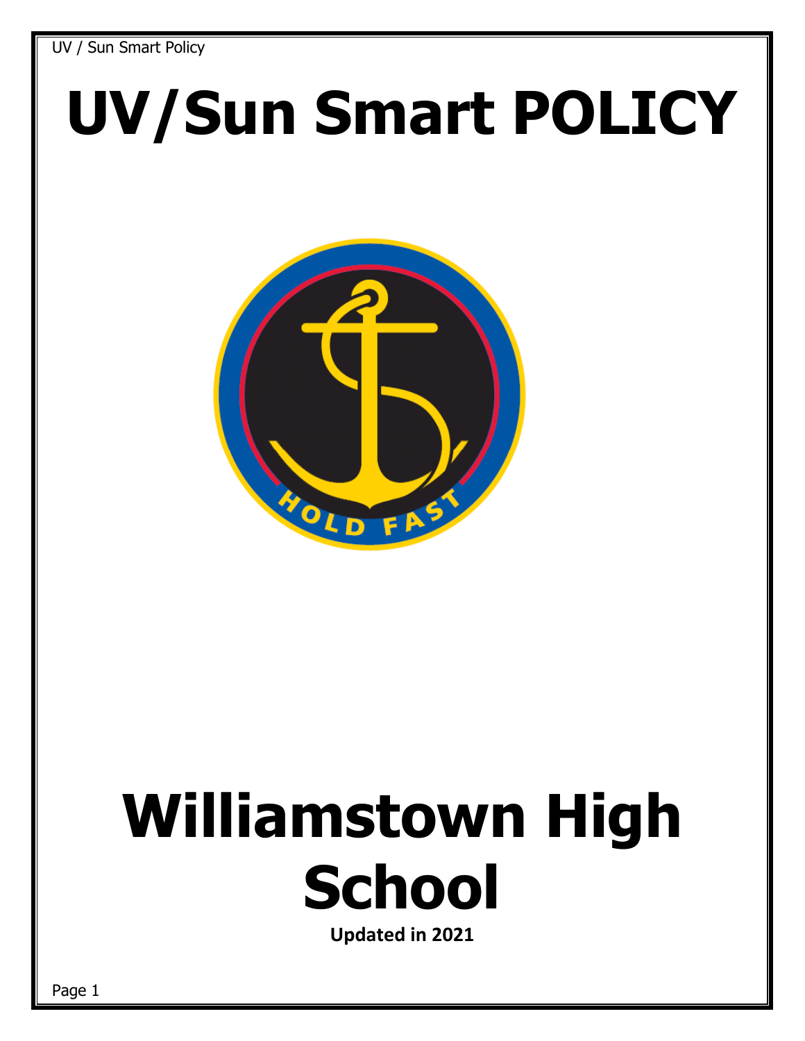# UV/Sun Smart POLICY

# Williamstown High School

**Updated in 2021**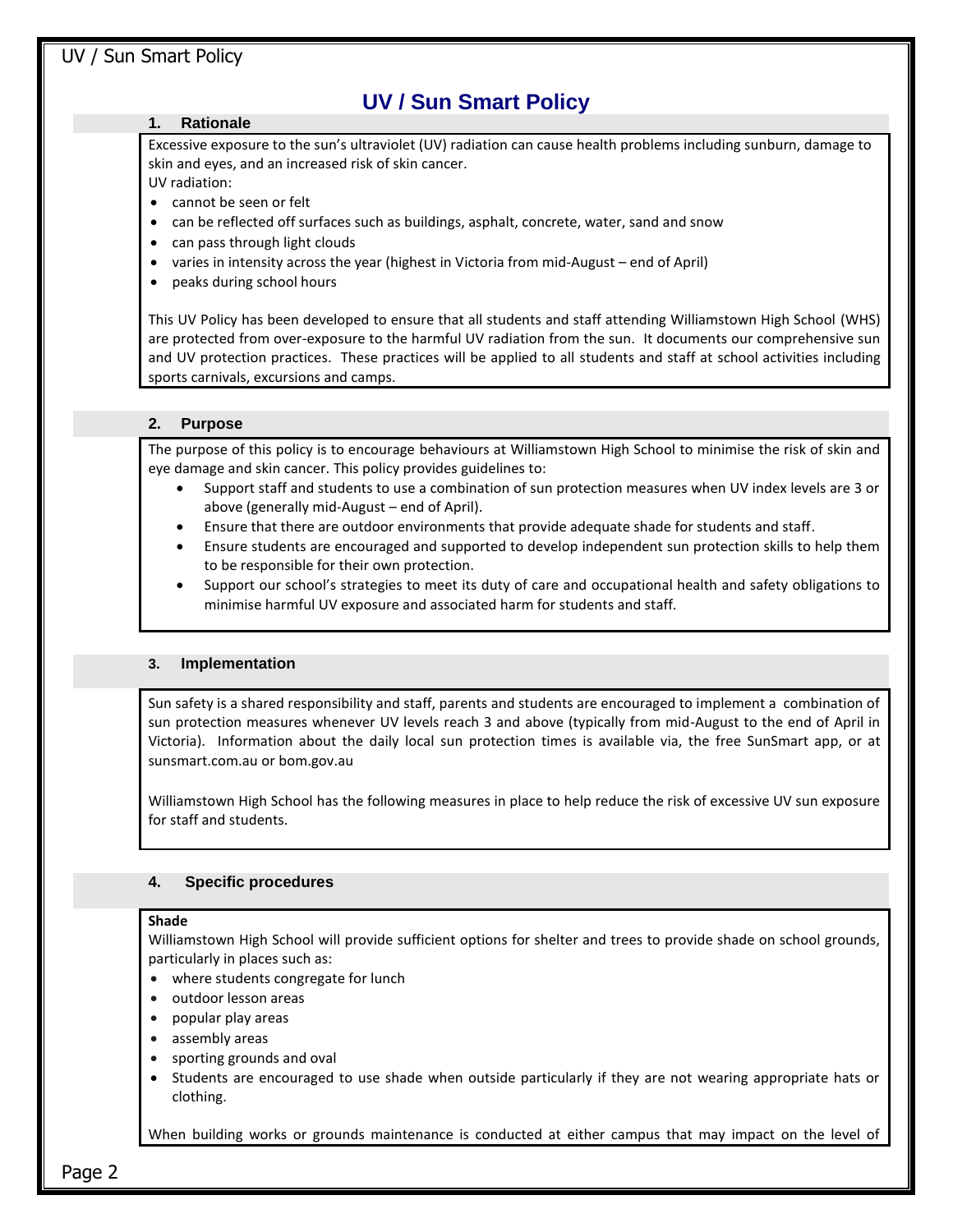# UV / Sun Smart Policy

## 1. Rationale

Excessive exposure to the sun's ultraviolet (UV) radiation can cause health problems including sunburn, damage to skin and eyes, and an increased risk of skin cancer.

UV radiation:

- cannot be seen or felt
- can be reflected off surfaces such as buildings, asphalt, concrete, water, sand and snow
- can pass through light clouds
- varies in intensity across the year (highest in Victoria from mid-August – end of April)
- peaks during school hours

This UV Policy has been developed to ensure that all students and staff attending Williamstown High School (WHS) are protected from over-exposure to the harmful UV radiation from the sun. It documents our comprehensive sun and UV protection practices. These practices will be applied to all students and staff at school activities including sports carnivals, excursions and camps.

## 2. Purpose

The purpose of this policy is to encourage behaviours at Williamstown High School to minimise the risk of skin and eye damage and skin cancer. This policy provides guidelines to:

- Support staff and students to use a combination of sun protection measures when UV index levels are 3 or above (generally mid-August – end of April).
- Ensure that there are outdoor environments that provide adequate shade for students and staff.
- Ensure students are encouraged and supported to develop independent sun protection skills to help them to be responsible for their own protection.
- Support our school's strategies to meet its duty of care and occupational health and safety obligations to minimise harmful UV exposure and associated harm for students and staff.

## 3. Implementation

Sun safety is a shared responsibility and staff, parents and students are encouraged to implement a combination of sun protection measures whenever UV levels reach 3 and above (typically from mid-August to the end of April in Victoria). Information about the daily local sun protection times is available via, the free SunSmart app, or at sunsmart.com.au or bom.gov.au

Williamstown High School has the following measures in place to help reduce the risk of excessive UV sun exposure for staff and students.

## 4. Specific procedures

**Shade**

Williamstown High School will provide sufficient options for shelter and trees to provide shade on school grounds, particularly in places such as:

- where students congregate for lunch
- outdoor lesson areas
- popular play areas
- assembly areas
- sporting grounds and oval
- Students are encouraged to use shade when outside particularly if they are not wearing appropriate hats or clothing.

When building works or grounds maintenance is conducted at either campus that may impact on the level of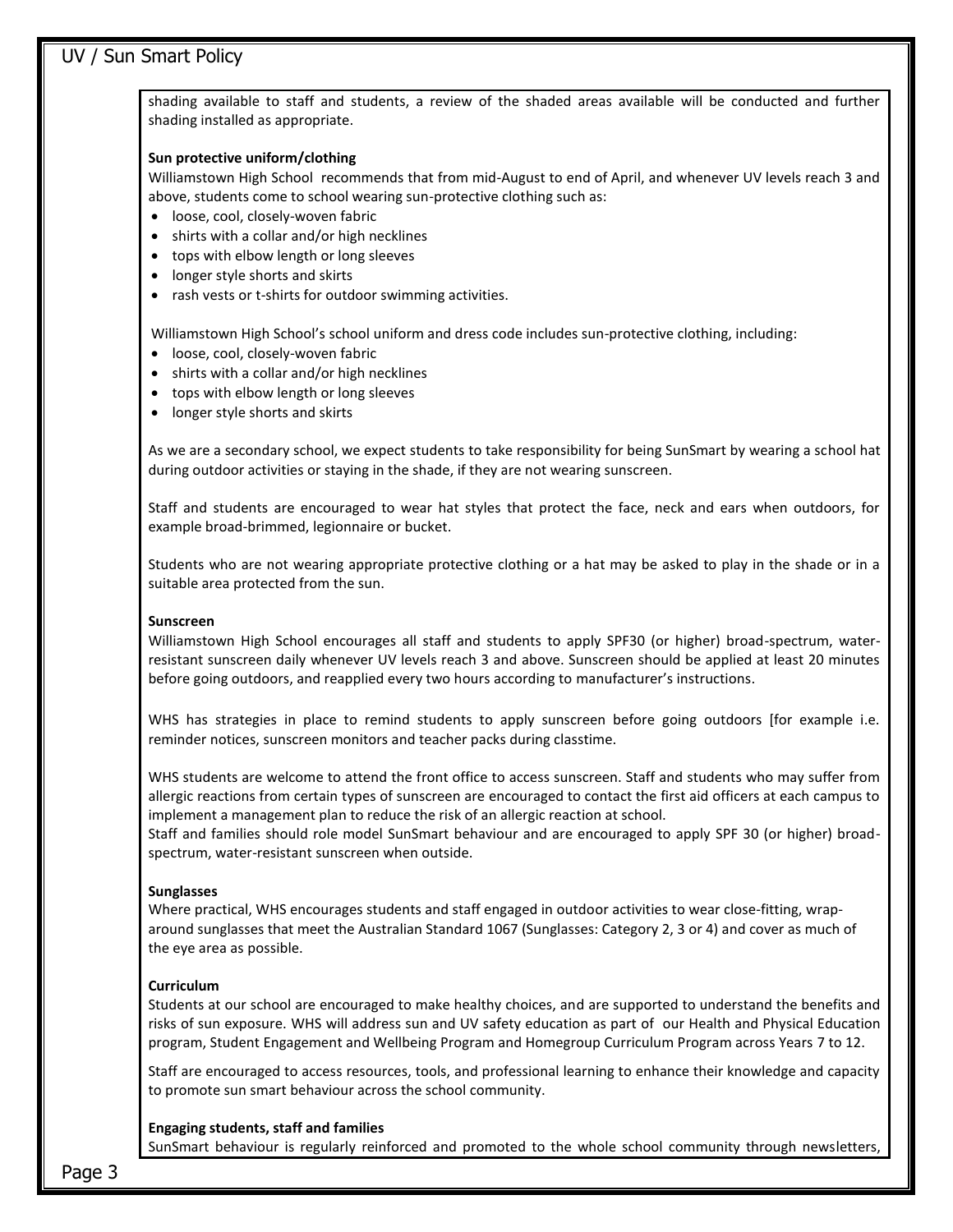shading available to staff and students, a review of the shaded areas available will be conducted and further shading installed as appropriate.

**Sun protective uniform/clothing**

Williamstown High School recommends that from mid-August to end of April, and whenever UV levels reach 3 and above, students come to school wearing sun-protective clothing such as:

- loose, cool, closely-woven fabric
- shirts with a collar and/or high necklines
- tops with elbow length or long sleeves
- longer style shorts and skirts
- rash vests or t-shirts for outdoor swimming activities.

Williamstown High School's school uniform and dress code includes sun-protective clothing, including:

- loose, cool, closely-woven fabric
- shirts with a collar and/or high necklines
- tops with elbow length or long sleeves
- longer style shorts and skirts

As we are a secondary school, we expect students to take responsibility for being SunSmart by wearing a school hat during outdoor activities or staying in the shade, if they are not wearing sunscreen.

Staff and students are encouraged to wear hat styles that protect the face, neck and ears when outdoors, for example broad-brimmed, legionnaire or bucket.

Students who are not wearing appropriate protective clothing or a hat may be asked to play in the shade or in a suitable area protected from the sun.

**Sunscreen**

Williamstown High School encourages all staff and students to apply SPF30 (or higher) broad-spectrum, water-resistant sunscreen daily whenever UV levels reach 3 and above. Sunscreen should be applied at least 20 minutes before going outdoors, and reapplied every two hours according to manufacturer's instructions.

WHS has strategies in place to remind students to apply sunscreen before going outdoors [for example i.e. reminder notices, sunscreen monitors and teacher packs during classtime.

WHS students are welcome to attend the front office to access sunscreen. Staff and students who may suffer from allergic reactions from certain types of sunscreen are encouraged to contact the first aid officers at each campus to implement a management plan to reduce the risk of an allergic reaction at school.
Staff and families should role model SunSmart behaviour and are encouraged to apply SPF 30 (or higher) broad-spectrum, water-resistant sunscreen when outside.

**Sunglasses**

Where practical, WHS encourages students and staff engaged in outdoor activities to wear close-fitting, wrap-around sunglasses that meet the Australian Standard 1067 (Sunglasses: Category 2, 3 or 4) and cover as much of the eye area as possible.

**Curriculum**

Students at our school are encouraged to make healthy choices, and are supported to understand the benefits and risks of sun exposure. WHS will address sun and UV safety education as part of our Health and Physical Education program, Student Engagement and Wellbeing Program and Homegroup Curriculum Program across Years 7 to 12.

Staff are encouraged to access resources, tools, and professional learning to enhance their knowledge and capacity to promote sun smart behaviour across the school community.

**Engaging students, staff and families**

SunSmart behaviour is regularly reinforced and promoted to the whole school community through newsletters,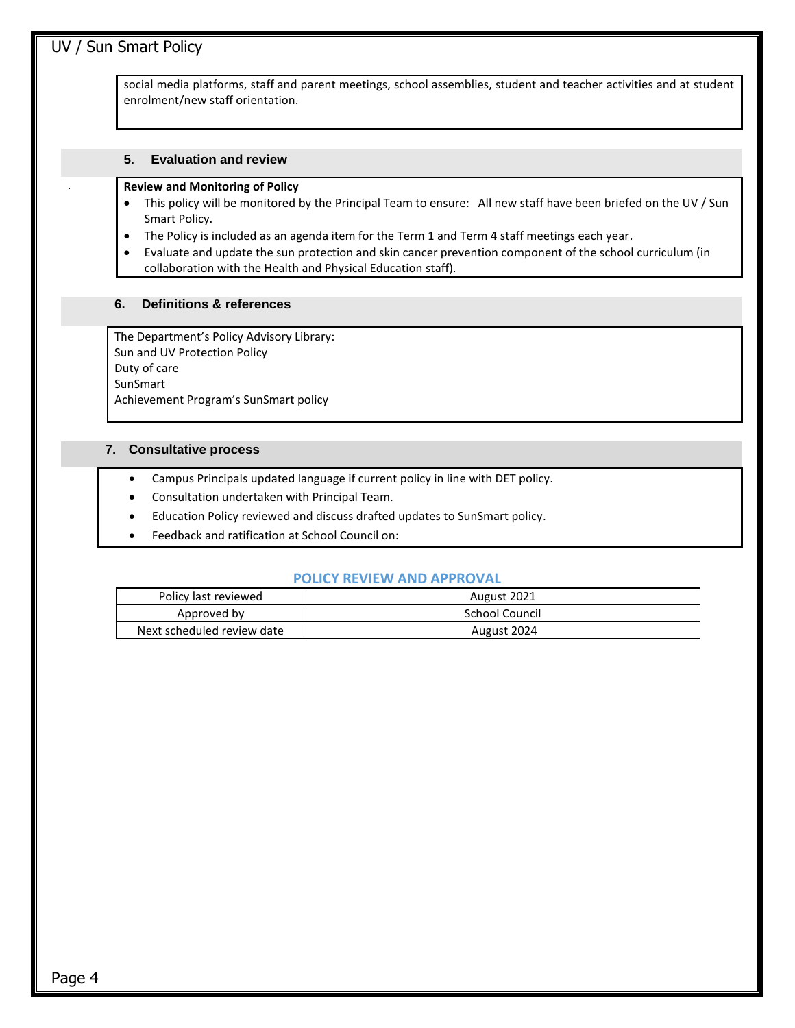social media platforms, staff and parent meetings, school assemblies, student and teacher activities and at student enrolment/new staff orientation.

## 5. Evaluation and review

**Review and Monitoring of Policy**

- This policy will be monitored by the Principal Team to ensure: All new staff have been briefed on the UV / Sun Smart Policy.
- The Policy is included as an agenda item for the Term 1 and Term 4 staff meetings each year.
- Evaluate and update the sun protection and skin cancer prevention component of the school curriculum (in collaboration with the Health and Physical Education staff).

## 6. Definitions & references

The Department's Policy Advisory Library:
Sun and UV Protection Policy
Duty of care
SunSmart
Achievement Program's SunSmart policy

## 7. Consultative process

- Campus Principals updated language if current policy in line with DET policy.
- Consultation undertaken with Principal Team.
- Education Policy reviewed and discuss drafted updates to SunSmart policy.
- Feedback and ratification at School Council on:

### POLICY REVIEW AND APPROVAL

| | |
|---|---|
| Policy last reviewed | August 2021 |
| Approved by | School Council |
| Next scheduled review date | August 2024 |